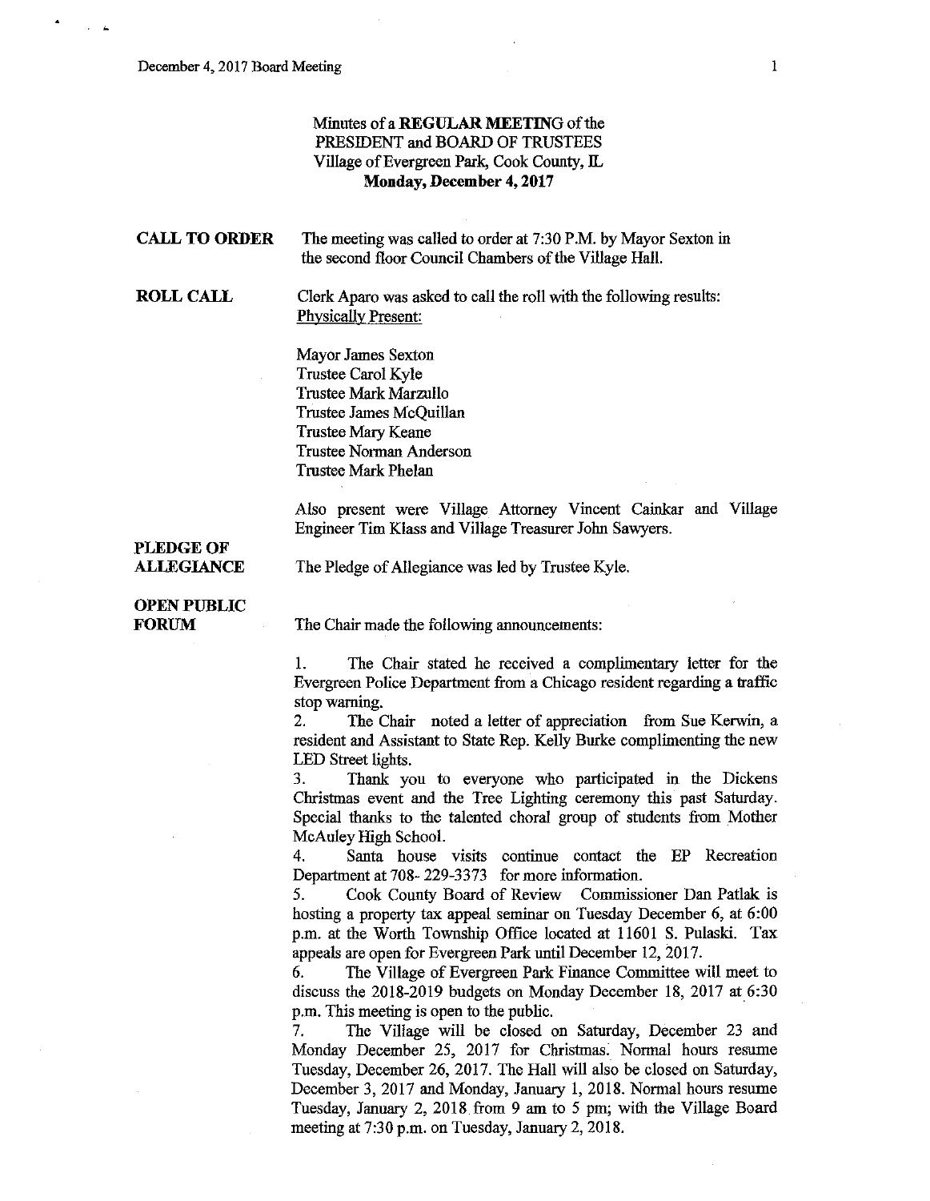Minutes of a **REGULAR MEETING** of the
PRESIDENT and BOARD OF TRUSTEES
Village of Evergreen Park, Cook County, IL
**Monday, December 4, 2017**

**CALL TO ORDER**

The meeting was called to order at 7:30 P.M. by Mayor Sexton in the second floor Council Chambers of the Village Hall.

**ROLL CALL**

Clerk Aparo was asked to call the roll with the following results:
Physically Present:

Mayor James Sexton
Trustee Carol Kyle
Trustee Mark Marzullo
Trustee James McQuillan
Trustee Mary Keane
Trustee Norman Anderson
Trustee Mark Phelan

Also present were Village Attorney Vincent Cainkar and Village Engineer Tim Klass and Village Treasurer John Sawyers.

**PLEDGE OF ALLEGIANCE**

The Pledge of Allegiance was led by Trustee Kyle.

**OPEN PUBLIC FORUM**

The Chair made the following announcements:

1. The Chair stated he received a complimentary letter for the Evergreen Police Department from a Chicago resident regarding a traffic stop warning.
2. The Chair noted a letter of appreciation from Sue Kerwin, a resident and Assistant to State Rep. Kelly Burke complimenting the new LED Street lights.
3. Thank you to everyone who participated in the Dickens Christmas event and the Tree Lighting ceremony this past Saturday. Special thanks to the talented choral group of students from Mother McAuley High School.
4. Santa house visits continue contact the EP Recreation Department at 708- 229-3373 for more information.
5. Cook County Board of Review Commissioner Dan Patlak is hosting a property tax appeal seminar on Tuesday December 6, at 6:00 p.m. at the Worth Township Office located at 11601 S. Pulaski. Tax appeals are open for Evergreen Park until December 12, 2017.
6. The Village of Evergreen Park Finance Committee will meet to discuss the 2018-2019 budgets on Monday December 18, 2017 at 6:30 p.m. This meeting is open to the public.
7. The Village will be closed on Saturday, December 23 and Monday December 25, 2017 for Christmas. Normal hours resume Tuesday, December 26, 2017. The Hall will also be closed on Saturday, December 3, 2017 and Monday, January 1, 2018. Normal hours resume Tuesday, January 2, 2018 from 9 am to 5 pm; with the Village Board meeting at 7:30 p.m. on Tuesday, January 2, 2018.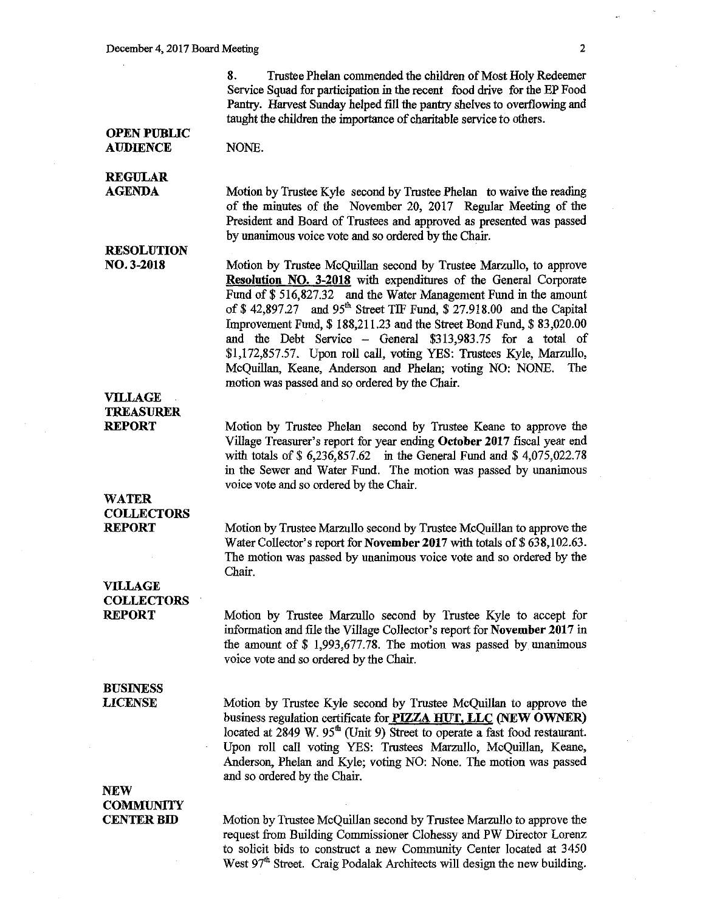8. Trustee Phelan commended the children of Most Holy Redeemer Service Squad for participation in the recent food drive for the EP Food Pantry. Harvest Sunday helped fill the pantry shelves to overflowing and taught the children the importance of charitable service to others.

**OPEN PUBLIC AUDIENCE**

NONE.

**REGULAR AGENDA**

Motion by Trustee Kyle second by Trustee Phelan to waive the reading of the minutes of the November 20, 2017 Regular Meeting of the President and Board of Trustees and approved as presented was passed by unanimous voice vote and so ordered by the Chair.

**RESOLUTION NO. 3-2018**

Motion by Trustee McQuillan second by Trustee Marzullo, to approve **Resolution NO. 3-2018** with expenditures of the General Corporate Fund of $ 516,827.32 and the Water Management Fund in the amount of $ 42,897.27 and 95th Street TIF Fund, $ 27.918.00 and the Capital Improvement Fund, $ 188,211.23 and the Street Bond Fund, $ 83,020.00 and the Debt Service – General $313,983.75 for a total of $1,172,857.57. Upon roll call, voting YES: Trustees Kyle, Marzullo, McQuillan, Keane, Anderson and Phelan; voting NO: NONE. The motion was passed and so ordered by the Chair.

**VILLAGE TREASURER REPORT**

Motion by Trustee Phelan second by Trustee Keane to approve the Village Treasurer's report for year ending **October 2017** fiscal year end with totals of $ 6,236,857.62 in the General Fund and $ 4,075,022.78 in the Sewer and Water Fund. The motion was passed by unanimous voice vote and so ordered by the Chair.

**WATER COLLECTORS REPORT**

Motion by Trustee Marzullo second by Trustee McQuillan to approve the Water Collector's report for **November 2017** with totals of $ 638,102.63. The motion was passed by unanimous voice vote and so ordered by the Chair.

**VILLAGE COLLECTORS REPORT**

Motion by Trustee Marzullo second by Trustee Kyle to accept for information and file the Village Collector's report for **November 2017** in the amount of $ 1,993,677.78. The motion was passed by unanimous voice vote and so ordered by the Chair.

**BUSINESS LICENSE**

Motion by Trustee Kyle second by Trustee McQuillan to approve the business regulation certificate for **PIZZA HUT, LLC (NEW OWNER)** located at 2849 W. 95th (Unit 9) Street to operate a fast food restaurant. Upon roll call voting YES: Trustees Marzullo, McQuillan, Keane, Anderson, Phelan and Kyle; voting NO: None. The motion was passed and so ordered by the Chair.

**NEW COMMUNITY CENTER BID**

Motion by Trustee McQuillan second by Trustee Marzullo to approve the request from Building Commissioner Clohessy and PW Director Lorenz to solicit bids to construct a new Community Center located at 3450 West 97th Street. Craig Podalak Architects will design the new building.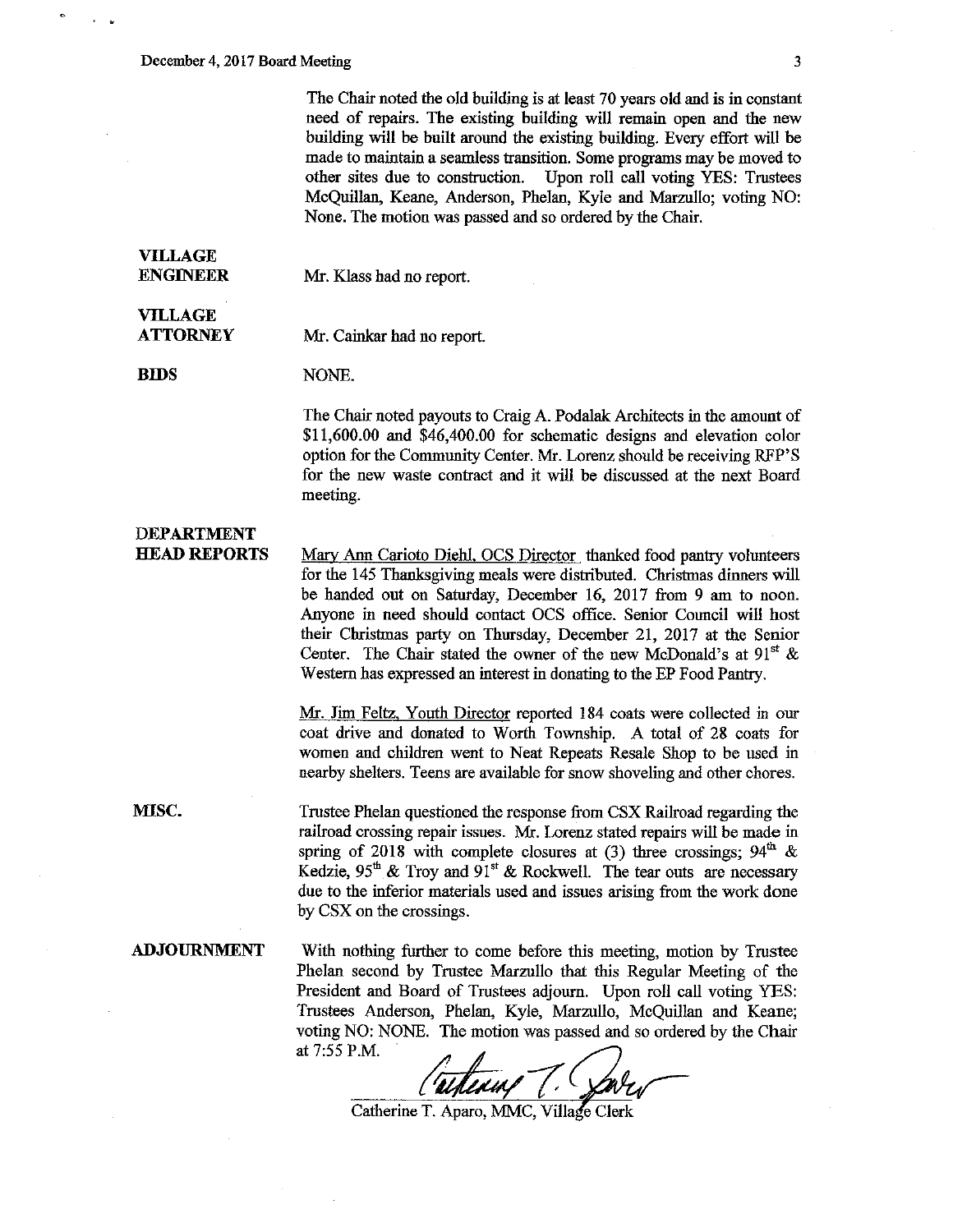The Chair noted the old building is at least 70 years old and is in constant need of repairs. The existing building will remain open and the new building will be built around the existing building. Every effort will be made to maintain a seamless transition. Some programs may be moved to other sites due to construction. Upon roll call voting YES: Trustees McQuillan, Keane, Anderson, Phelan, Kyle and Marzullo; voting NO: None. The motion was passed and so ordered by the Chair.

**VILLAGE ENGINEER**

Mr. Klass had no report.

**VILLAGE ATTORNEY**

Mr. Cainkar had no report.

**BIDS**

NONE.

The Chair noted payouts to Craig A. Podalak Architects in the amount of $11,600.00 and $46,400.00 for schematic designs and elevation color option for the Community Center. Mr. Lorenz should be receiving RFP'S for the new waste contract and it will be discussed at the next Board meeting.

**DEPARTMENT HEAD REPORTS**

Mary Ann Carioto Diehl, OCS Director thanked food pantry volunteers for the 145 Thanksgiving meals were distributed. Christmas dinners will be handed out on Saturday, December 16, 2017 from 9 am to noon. Anyone in need should contact OCS office. Senior Council will host their Christmas party on Thursday, December 21, 2017 at the Senior Center. The Chair stated the owner of the new McDonald's at 91st & Western has expressed an interest in donating to the EP Food Pantry.

Mr. Jim Feltz, Youth Director reported 184 coats were collected in our coat drive and donated to Worth Township. A total of 28 coats for women and children went to Neat Repeats Resale Shop to be used in nearby shelters. Teens are available for snow shoveling and other chores.

**MISC.**

Trustee Phelan questioned the response from CSX Railroad regarding the railroad crossing repair issues. Mr. Lorenz stated repairs will be made in spring of 2018 with complete closures at (3) three crossings; 94th & Kedzie, 95th & Troy and 91st & Rockwell. The tear outs are necessary due to the inferior materials used and issues arising from the work done by CSX on the crossings.

**ADJOURNMENT**

With nothing further to come before this meeting, motion by Trustee Phelan second by Trustee Marzullo that this Regular Meeting of the President and Board of Trustees adjourn. Upon roll call voting YES: Trustees Anderson, Phelan, Kyle, Marzullo, McQuillan and Keane; voting NO: NONE. The motion was passed and so ordered by the Chair at 7:55 P.M.

Catherine T. Aparo, MMC, Village Clerk